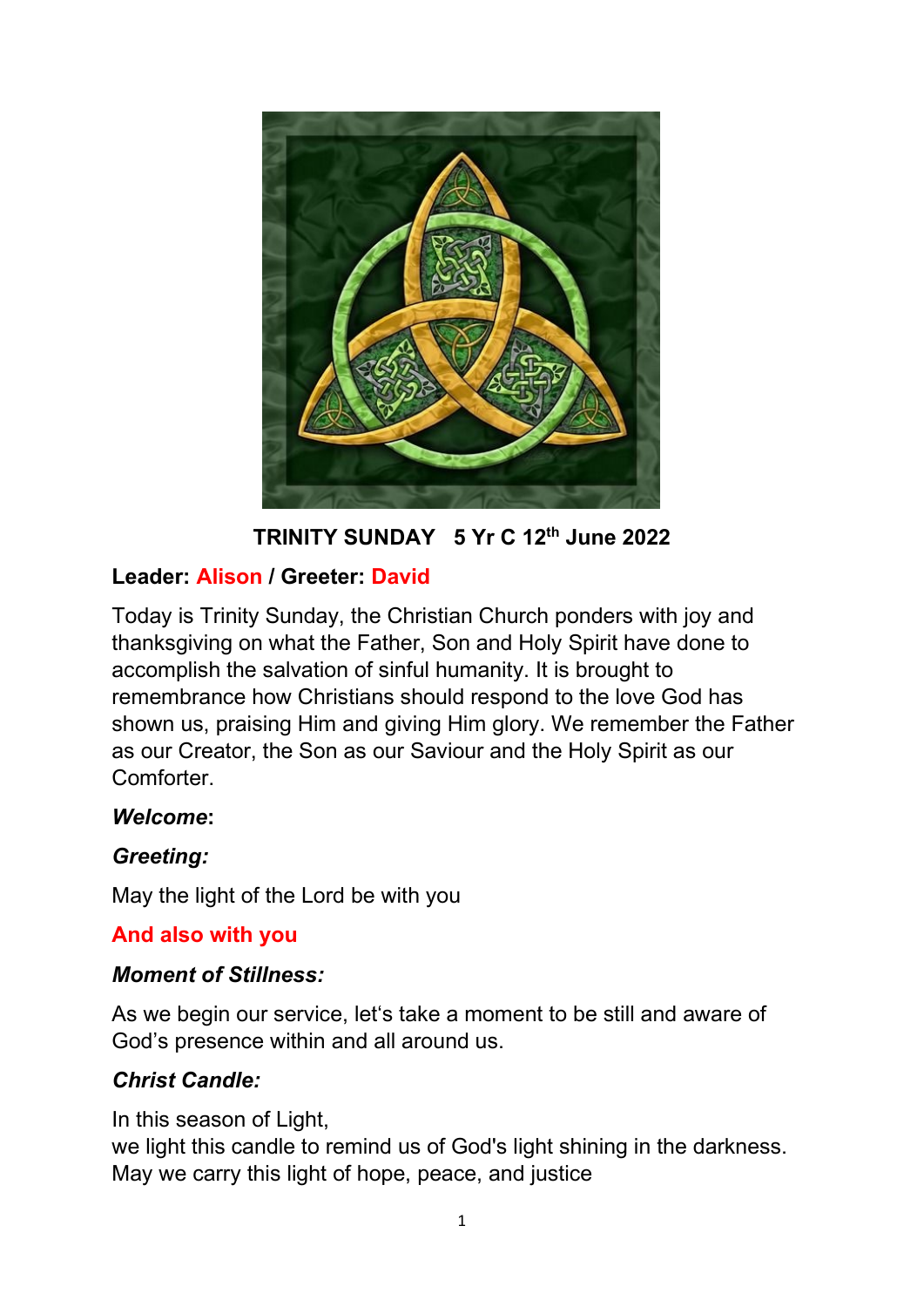# TRINITY SUNDAY   5 Yr C 12th June 2022

**Leader: Alison / Greeter: David**

Today is Trinity Sunday, the Christian Church ponders with joy and thanksgiving on what the Father, Son and Holy Spirit have done to accomplish the salvation of sinful humanity. It is brought to remembrance how Christians should respond to the love God has shown us, praising Him and giving Him glory. We remember the Father as our Creator, the Son as our Saviour and the Holy Spirit as our Comforter.

***Welcome*:**

***Greeting:***

May the light of the Lord be with you

**And also with you**

***Moment of Stillness:***

As we begin our service, let's take a moment to be still and aware of God's presence within and all around us.

***Christ Candle:***

In this season of Light,
we light this candle to remind us of God's light shining in the darkness.
May we carry this light of hope, peace, and justice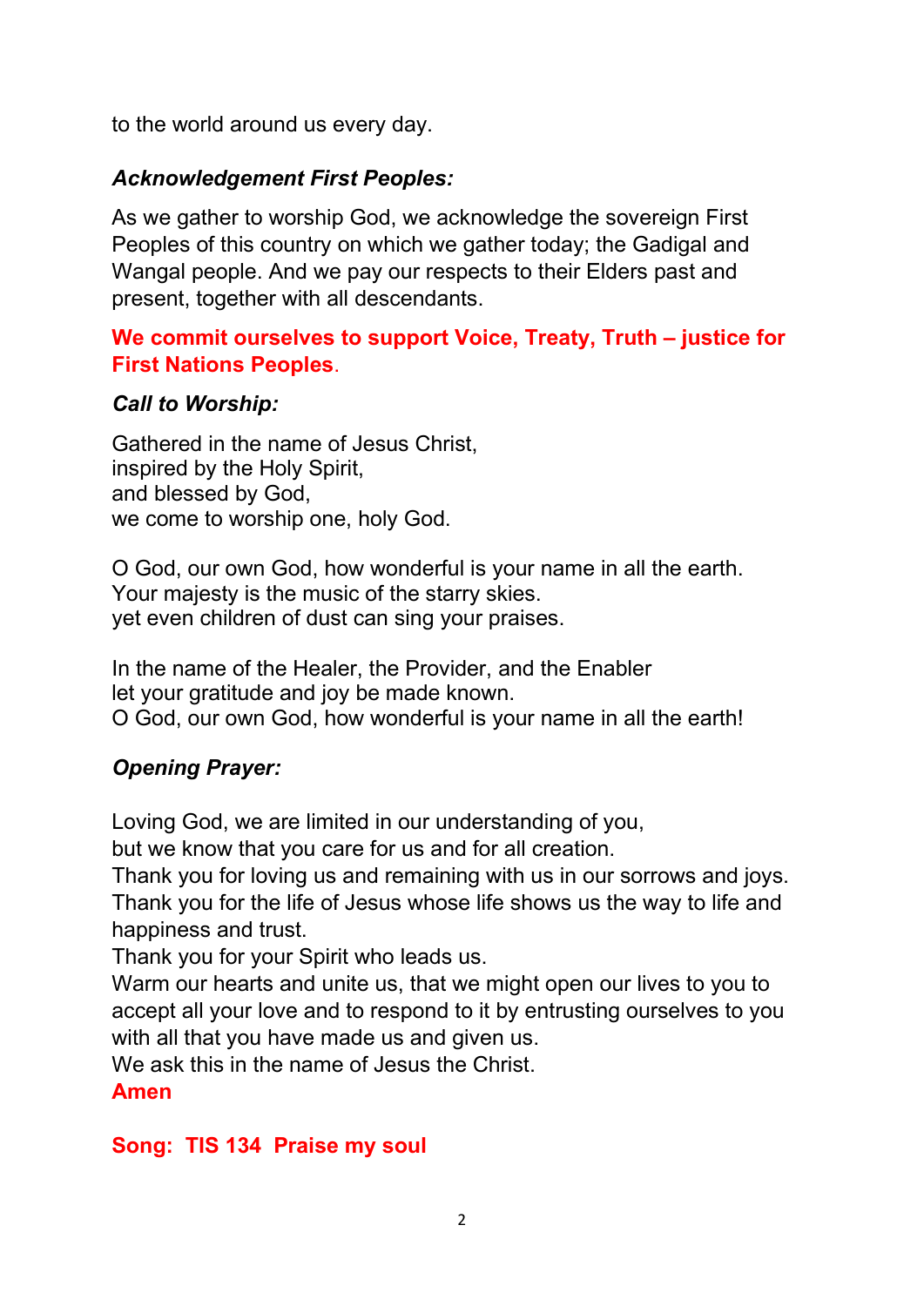to the world around us every day.

***Acknowledgement First Peoples:***

As we gather to worship God, we acknowledge the sovereign First Peoples of this country on which we gather today; the Gadigal and Wangal people. And we pay our respects to their Elders past and present, together with all descendants.

**We commit ourselves to support Voice, Treaty, Truth – justice for First Nations Peoples**.

***Call to Worship:***

Gathered in the name of Jesus Christ,
inspired by the Holy Spirit,
and blessed by God,
we come to worship one, holy God.

O God, our own God, how wonderful is your name in all the earth.
Your majesty is the music of the starry skies.
yet even children of dust can sing your praises.

In the name of the Healer, the Provider, and the Enabler
let your gratitude and joy be made known.
O God, our own God, how wonderful is your name in all the earth!

***Opening Prayer:***

Loving God, we are limited in our understanding of you,
but we know that you care for us and for all creation.
Thank you for loving us and remaining with us in our sorrows and joys.
Thank you for the life of Jesus whose life shows us the way to life and happiness and trust.
Thank you for your Spirit who leads us.
Warm our hearts and unite us, that we might open our lives to you to accept all your love and to respond to it by entrusting ourselves to you with all that you have made us and given us.
We ask this in the name of Jesus the Christ.
**Amen**

**Song: TIS 134 Praise my soul**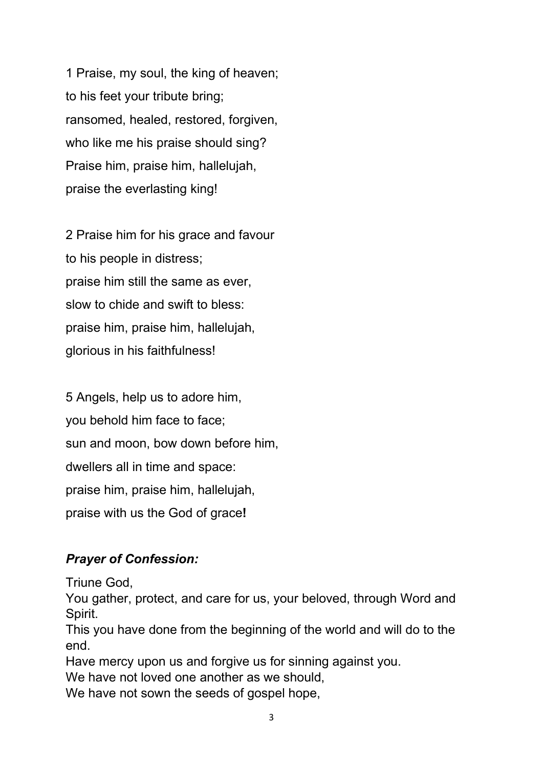1 Praise, my soul, the king of heaven;
to his feet your tribute bring;
ransomed, healed, restored, forgiven,
who like me his praise should sing?
Praise him, praise him, hallelujah,
praise the everlasting king!

2 Praise him for his grace and favour
to his people in distress;
praise him still the same as ever,
slow to chide and swift to bless:
praise him, praise him, hallelujah,
glorious in his faithfulness!

5 Angels, help us to adore him,
you behold him face to face;
sun and moon, bow down before him,
dwellers all in time and space:
praise him, praise him, hallelujah,
praise with us the God of grace**!**

### ***Prayer of Confession:***

Triune God,
You gather, protect, and care for us, your beloved, through Word and Spirit.
This you have done from the beginning of the world and will do to the end.
Have mercy upon us and forgive us for sinning against you.
We have not loved one another as we should,
We have not sown the seeds of gospel hope,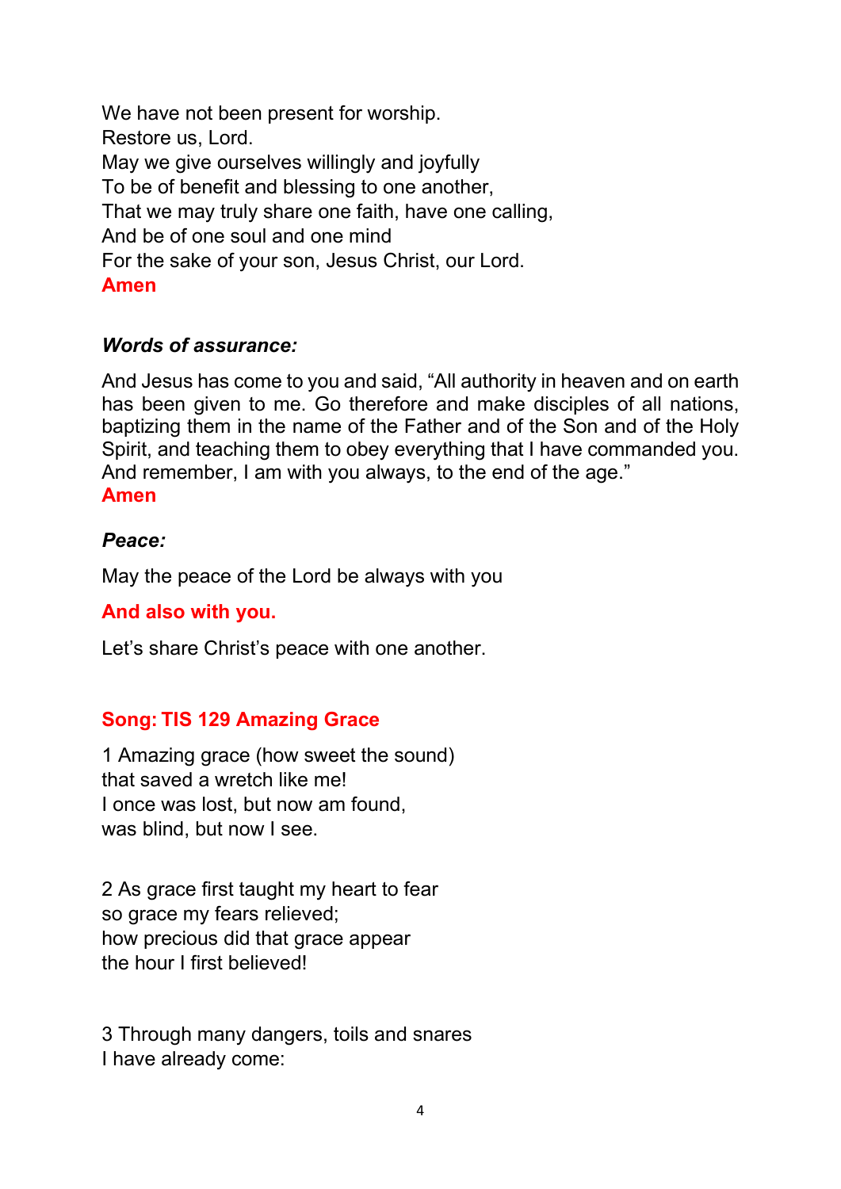We have not been present for worship.
Restore us, Lord.
May we give ourselves willingly and joyfully
To be of benefit and blessing to one another,
That we may truly share one faith, have one calling,
And be of one soul and one mind
For the sake of your son, Jesus Christ, our Lord.
**Amen**

***Words of assurance:***

And Jesus has come to you and said, "All authority in heaven and on earth has been given to me. Go therefore and make disciples of all nations, baptizing them in the name of the Father and of the Son and of the Holy Spirit, and teaching them to obey everything that I have commanded you. And remember, I am with you always, to the end of the age."
**Amen**

***Peace:***

May the peace of the Lord be always with you

**And also with you.**

Let's share Christ's peace with one another.

**Song: TIS 129 Amazing Grace**

1 Amazing grace (how sweet the sound)
that saved a wretch like me!
I once was lost, but now am found,
was blind, but now I see.

2 As grace first taught my heart to fear
so grace my fears relieved;
how precious did that grace appear
the hour I first believed!

3 Through many dangers, toils and snares
I have already come: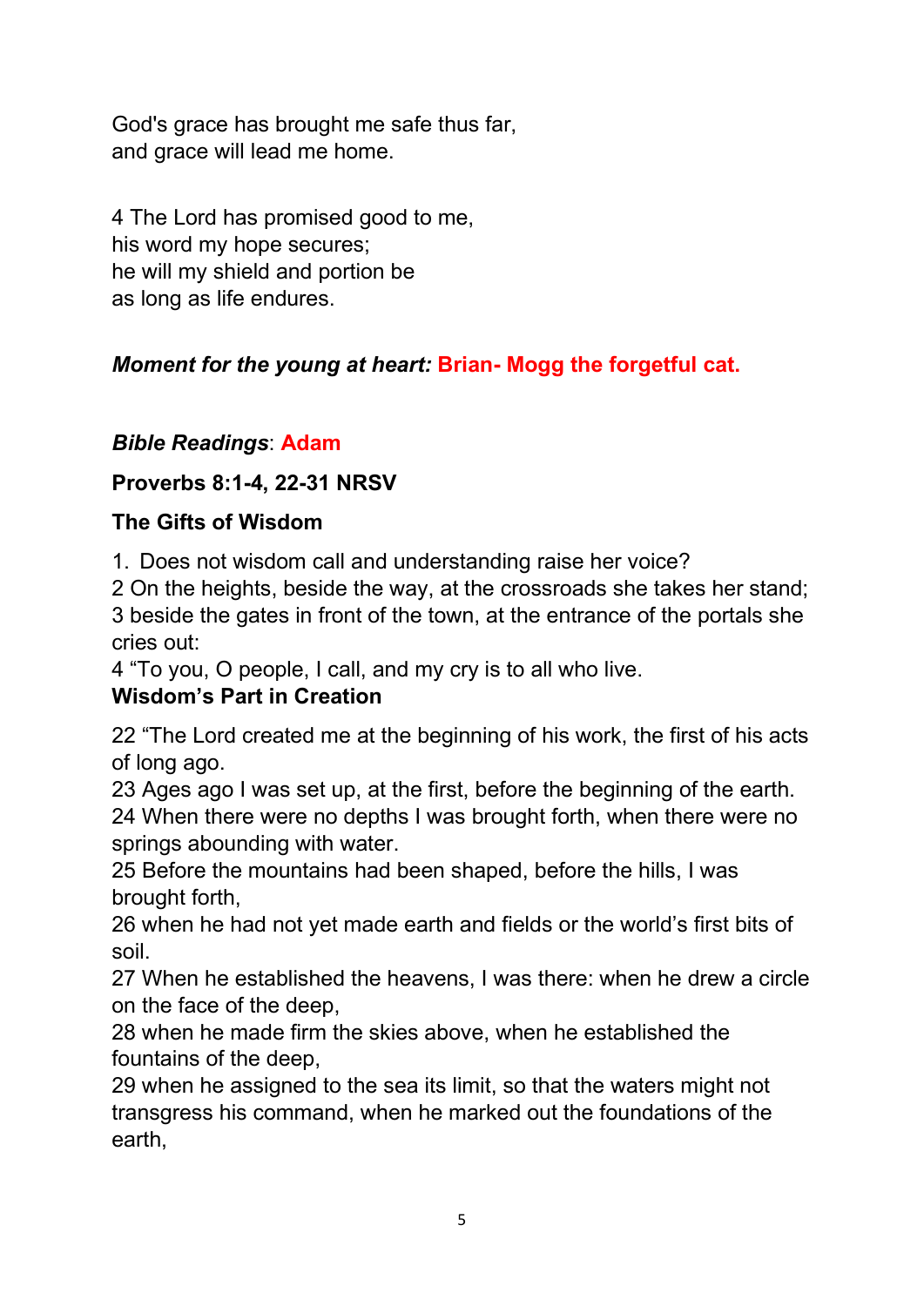God's grace has brought me safe thus far,
and grace will lead me home.

4 The Lord has promised good to me,
his word my hope secures;
he will my shield and portion be
as long as life endures.

***Moment for the young at heart:*** **Brian- Mogg the forgetful cat.**

***Bible Readings***: **Adam**

**Proverbs 8:1-4, 22-31 NRSV**

**The Gifts of Wisdom**

1. Does not wisdom call and understanding raise her voice?
2 On the heights, beside the way, at the crossroads she takes her stand;
3 beside the gates in front of the town, at the entrance of the portals she cries out:
4 "To you, O people, I call, and my cry is to all who live.

**Wisdom's Part in Creation**

22 "The Lord created me at the beginning of his work, the first of his acts of long ago.
23 Ages ago I was set up, at the first, before the beginning of the earth.
24 When there were no depths I was brought forth, when there were no springs abounding with water.
25 Before the mountains had been shaped, before the hills, I was brought forth,
26 when he had not yet made earth and fields or the world's first bits of soil.
27 When he established the heavens, I was there: when he drew a circle on the face of the deep,
28 when he made firm the skies above, when he established the fountains of the deep,
29 when he assigned to the sea its limit, so that the waters might not transgress his command, when he marked out the foundations of the earth,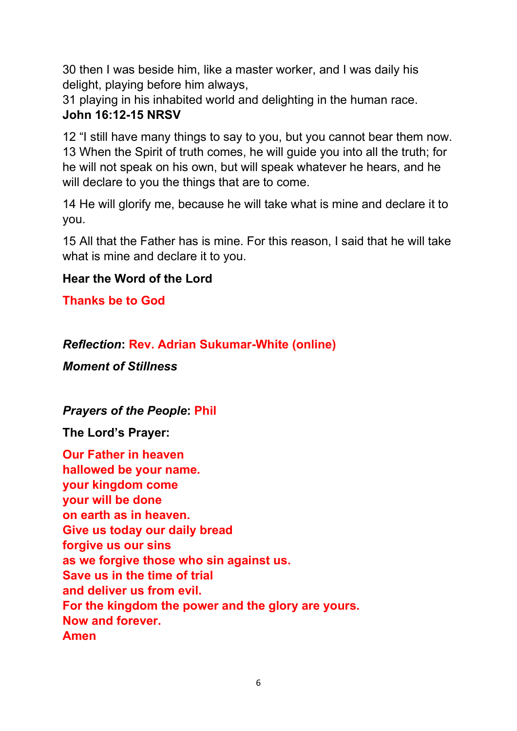30 then I was beside him, like a master worker, and I was daily his delight, playing before him always,
31 playing in his inhabited world and delighting in the human race.

**John 16:12-15 NRSV**

12 "I still have many things to say to you, but you cannot bear them now.
13 When the Spirit of truth comes, he will guide you into all the truth; for he will not speak on his own, but will speak whatever he hears, and he will declare to you the things that are to come.

14 He will glorify me, because he will take what is mine and declare it to you.

15 All that the Father has is mine. For this reason, I said that he will take what is mine and declare it to you.

**Hear the Word of the Lord**

**Thanks be to God**

***Reflection*: Rev. Adrian Sukumar-White (online)**

***Moment of Stillness***

***Prayers of the People*: Phil**

**The Lord's Prayer:**

**Our Father in heaven**
**hallowed be your name.**
**your kingdom come**
**your will be done**
**on earth as in heaven.**
**Give us today our daily bread**
**forgive us our sins**
**as we forgive those who sin against us.**
**Save us in the time of trial**
**and deliver us from evil.**
**For the kingdom the power and the glory are yours.**
**Now and forever.**
**Amen**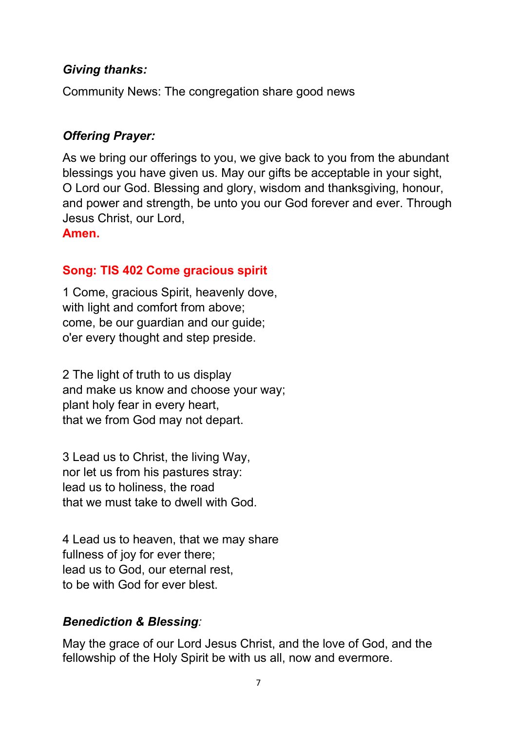***Giving thanks:***

Community News: The congregation share good news

***Offering Prayer:***

As we bring our offerings to you, we give back to you from the abundant blessings you have given us. May our gifts be acceptable in your sight, O Lord our God. Blessing and glory, wisdom and thanksgiving, honour, and power and strength, be unto you our God forever and ever. Through Jesus Christ, our Lord,
**Amen.**

**Song: TIS 402 Come gracious spirit**

1 Come, gracious Spirit, heavenly dove,
with light and comfort from above;
come, be our guardian and our guide;
o'er every thought and step preside.

2 The light of truth to us display
and make us know and choose your way;
plant holy fear in every heart,
that we from God may not depart.

3 Lead us to Christ, the living Way,
nor let us from his pastures stray:
lead us to holiness, the road
that we must take to dwell with God.

4 Lead us to heaven, that we may share
fullness of joy for ever there;
lead us to God, our eternal rest,
to be with God for ever blest.

***Benediction & Blessing:***

May the grace of our Lord Jesus Christ, and the love of God, and the fellowship of the Holy Spirit be with us all, now and evermore.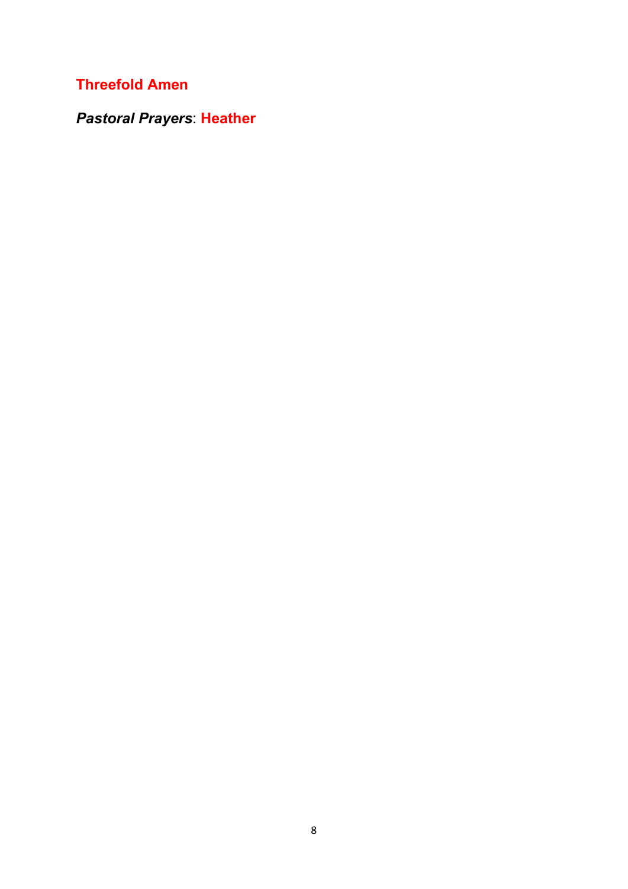**Threefold Amen**

***Pastoral Prayers*: Heather**